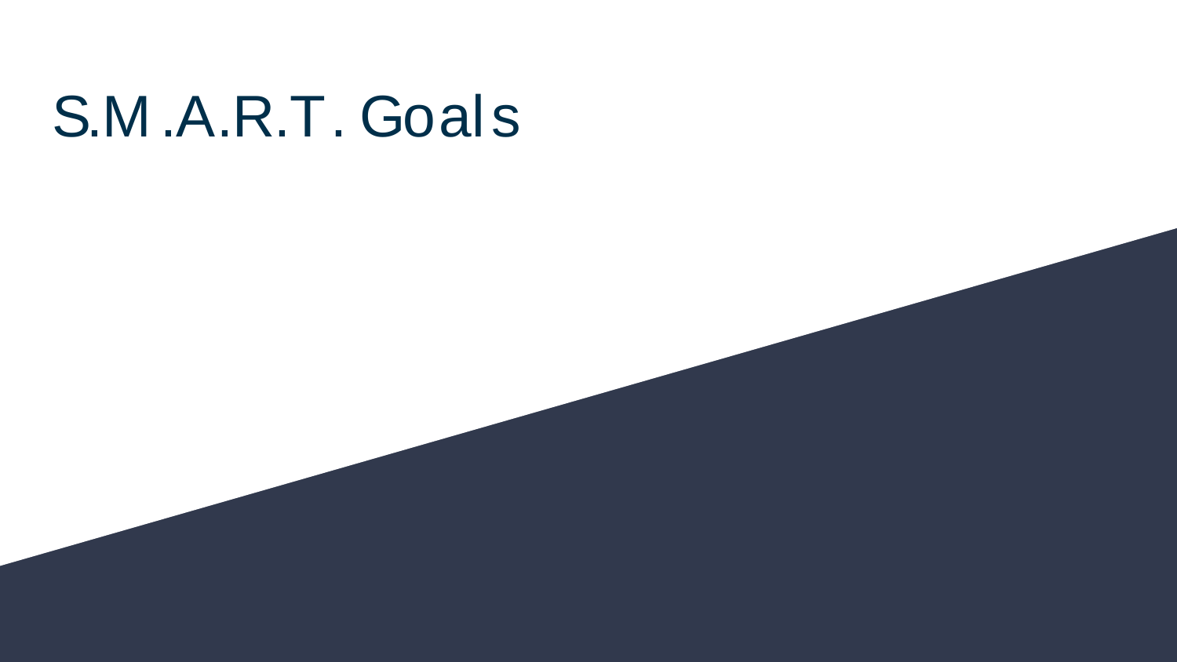# S.M.A.R.T. Goals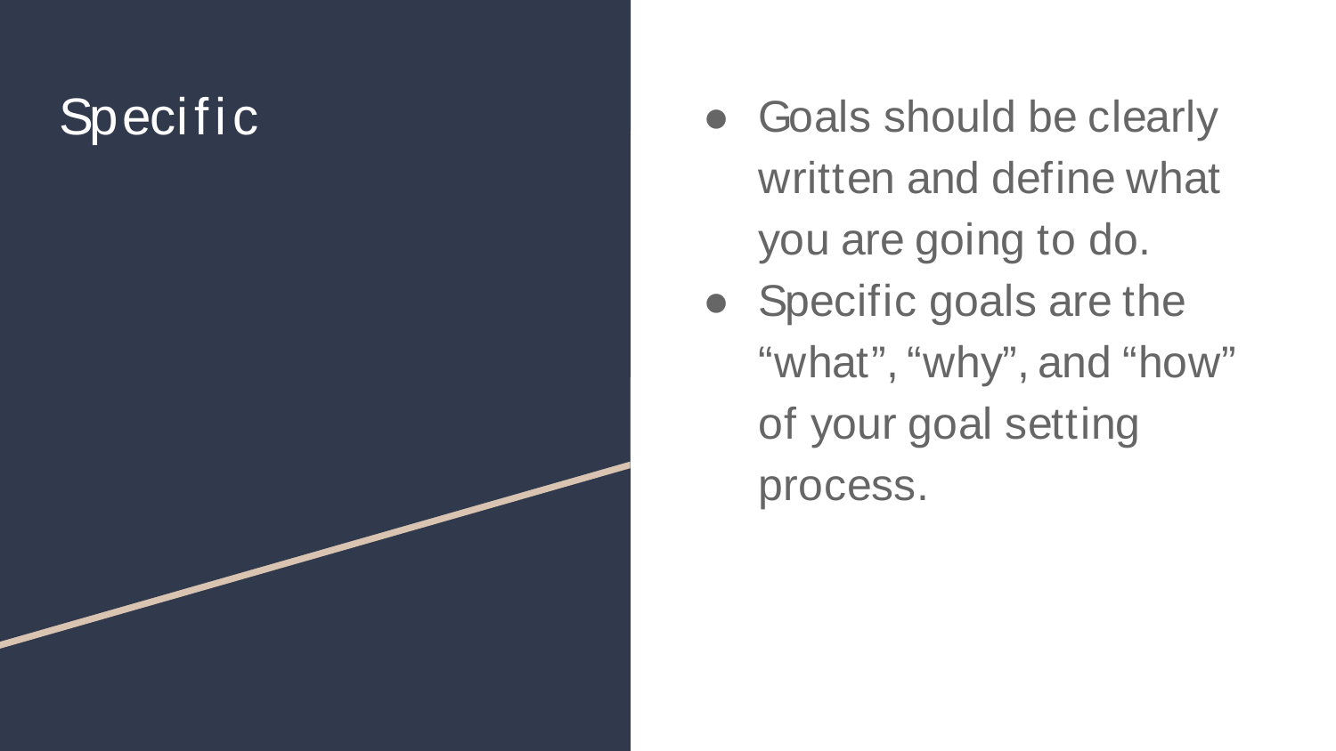# Specific

- Goals should be clearly written and define what you are going to do.
- Specific goals are the “what”, “why”, and “how” of your goal setting process.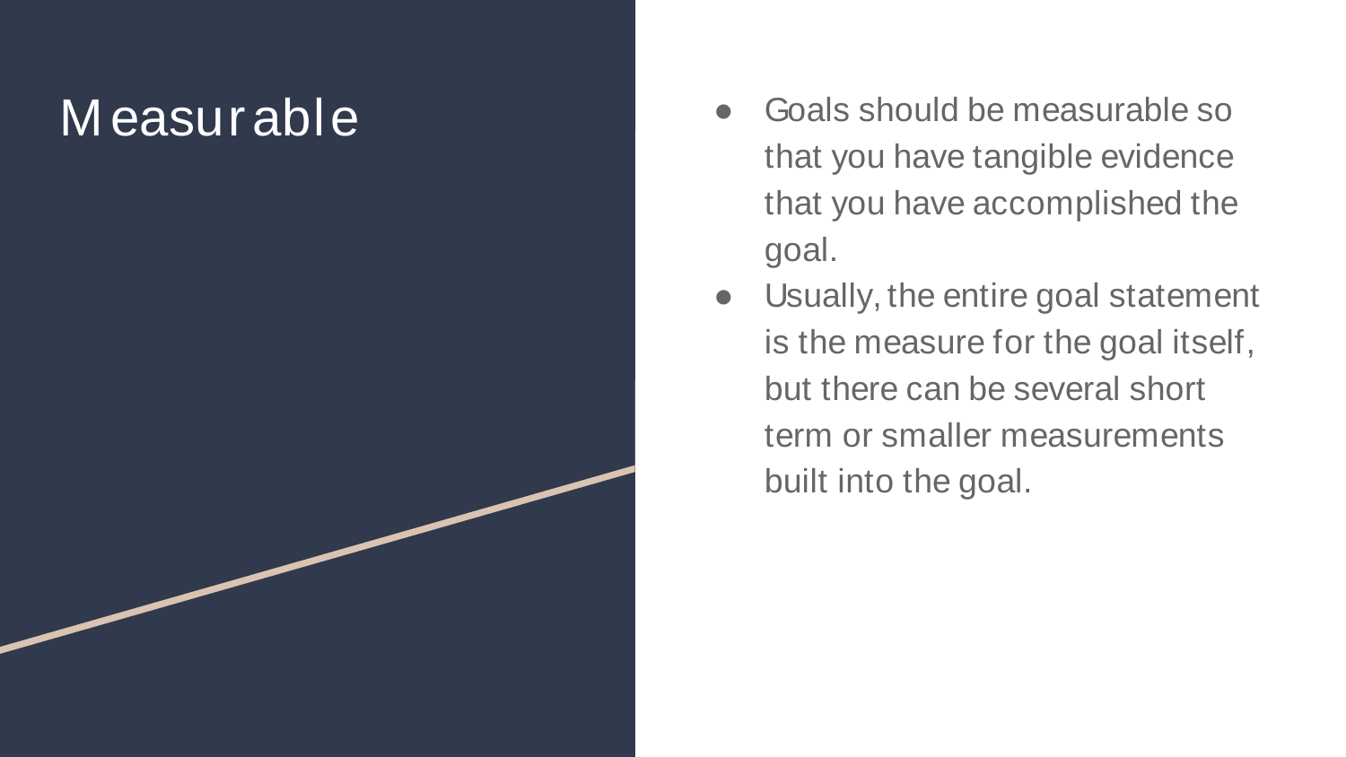# Measurable

- Goals should be measurable so that you have tangible evidence that you have accomplished the goal.
- Usually, the entire goal statement is the measure for the goal itself, but there can be several short term or smaller measurements built into the goal.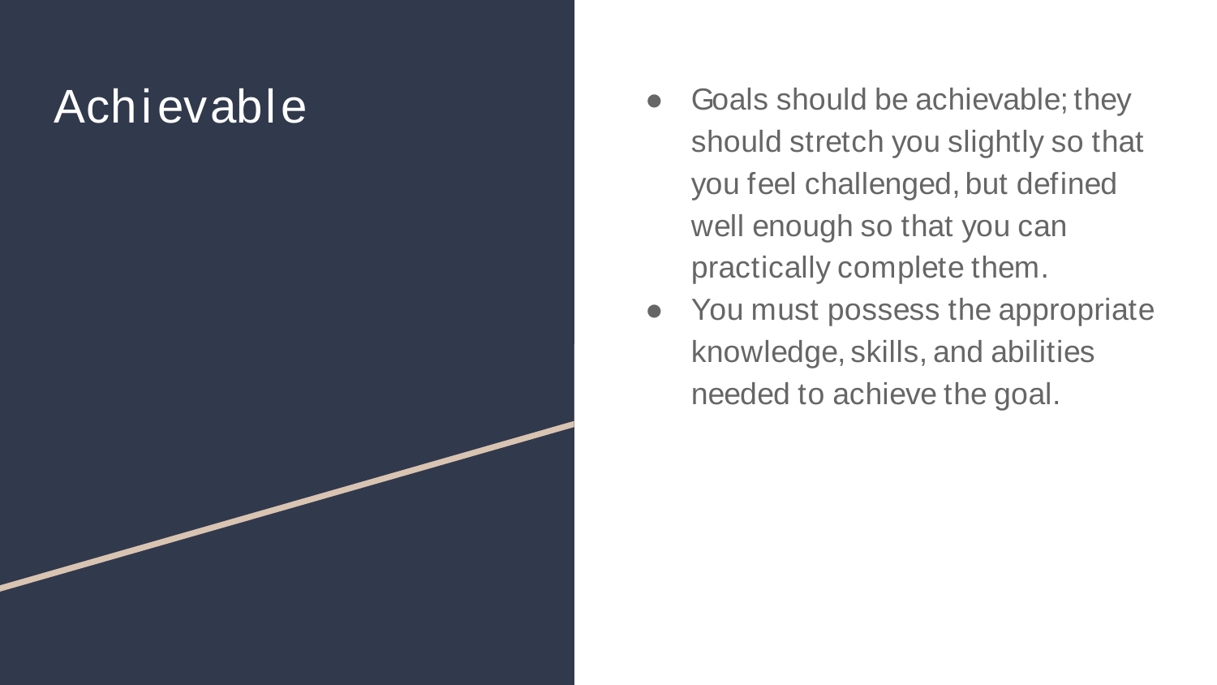# Achievable

- Goals should be achievable; they should stretch you slightly so that you feel challenged, but defined well enough so that you can practically complete them.
- You must possess the appropriate knowledge, skills, and abilities needed to achieve the goal.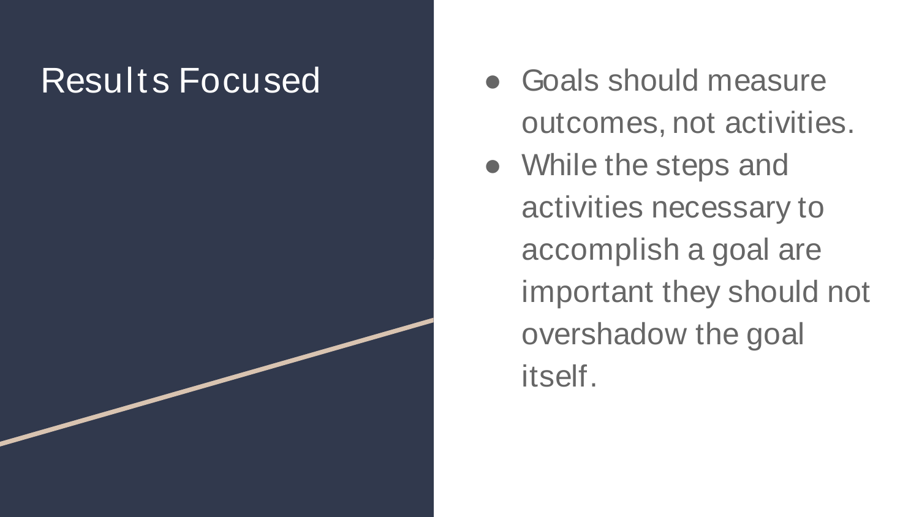# Results Focused

- Goals should measure outcomes, not activities.
- While the steps and activities necessary to accomplish a goal are important they should not overshadow the goal itself.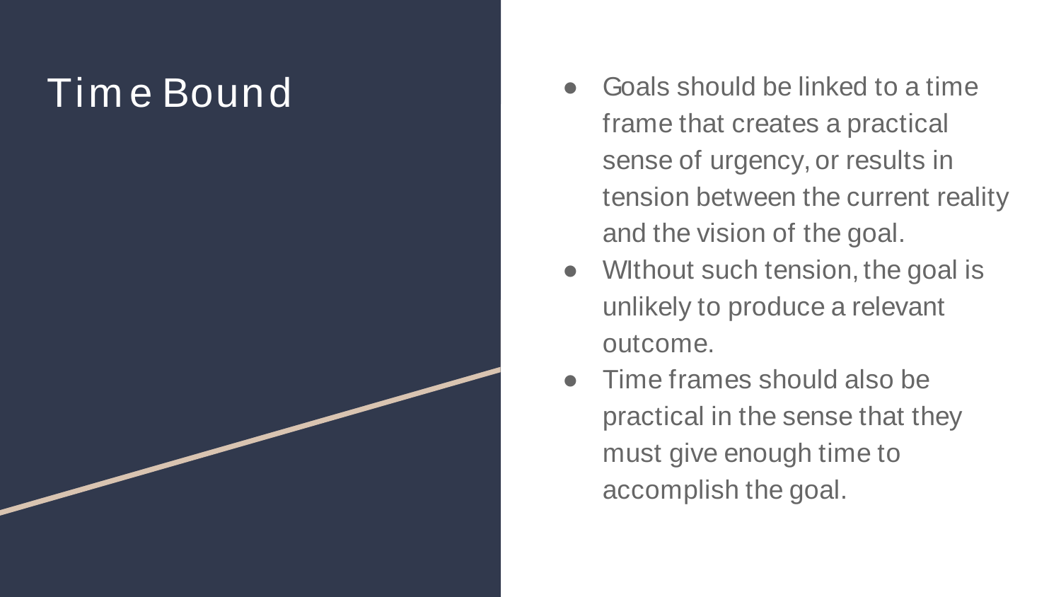# Time Bound

- Goals should be linked to a time frame that creates a practical sense of urgency, or results in tension between the current reality and the vision of the goal.
- WIthout such tension, the goal is unlikely to produce a relevant outcome.
- Time frames should also be practical in the sense that they must give enough time to accomplish the goal.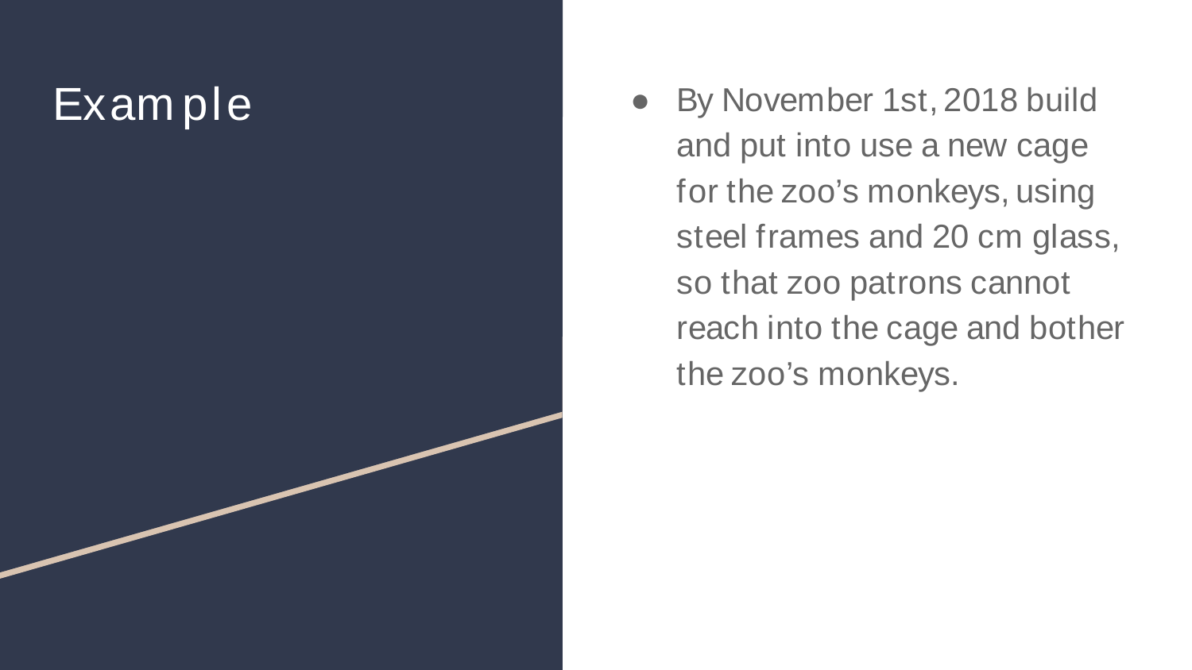# Example

- By November 1st, 2018 build and put into use a new cage for the zoo's monkeys, using steel frames and 20 cm glass, so that zoo patrons cannot reach into the cage and bother the zoo's monkeys.